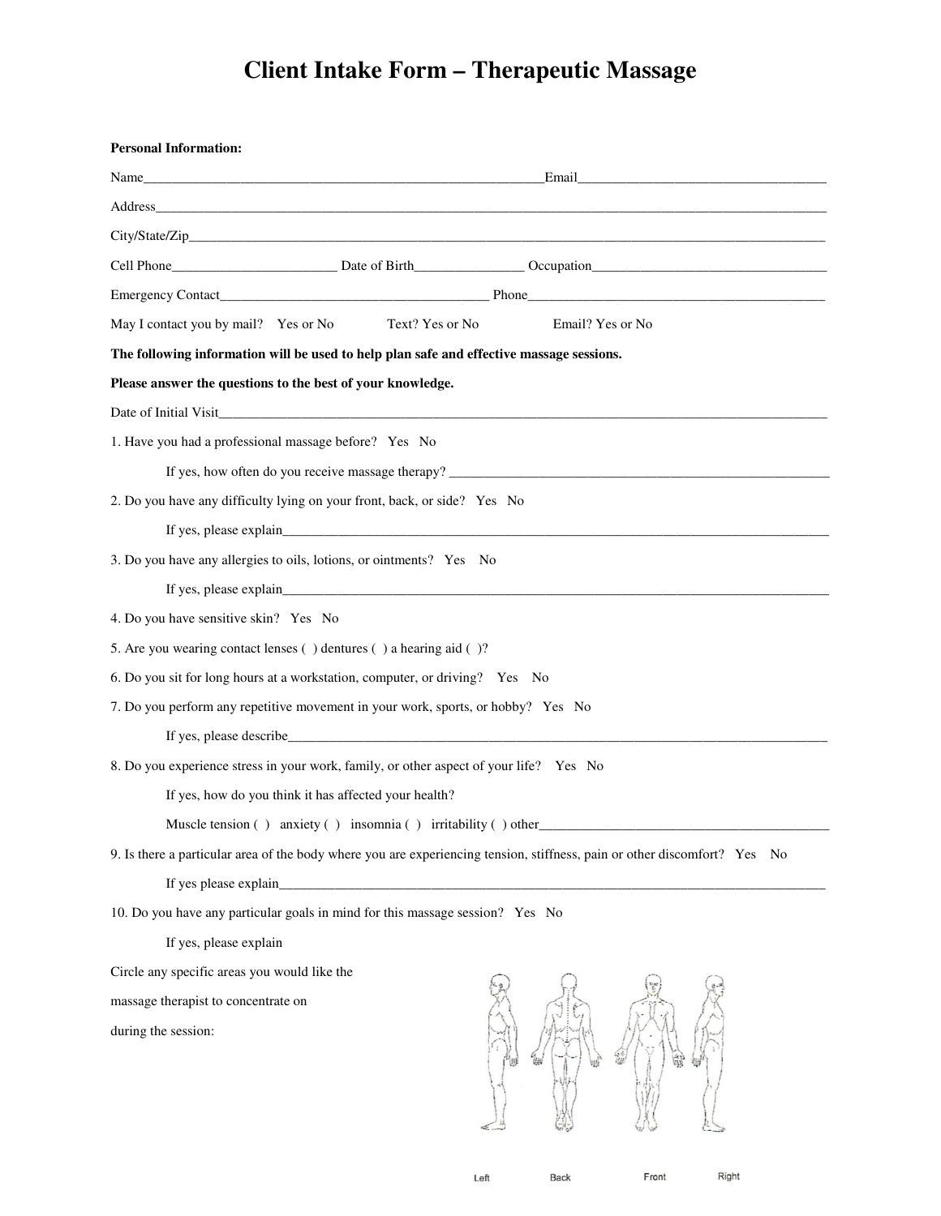# Client Intake Form – Therapeutic Massage

**Personal Information:**

Name_____________________________________________________________Email_____________________________________

Address_____________________________________________________________________________________________________

City/State/Zip_________________________________________________________________________________________________

Cell Phone________________________ Date of Birth________________ Occupation___________________________________

Emergency Contact_______________________________________ Phone____________________________________________

May I contact you by mail? Yes or No Text? Yes or No Email? Yes or No

**The following information will be used to help plan safe and effective massage sessions.**

**Please answer the questions to the best of your knowledge.**

Date of Initial Visit________________________________________________________________________________________

1. Have you had a professional massage before? Yes No

   If yes, how often do you receive massage therapy? ________________________________________________________

2. Do you have any difficulty lying on your front, back, or side? Yes No

   If yes, please explain____________________________________________________________________________________

3. Do you have any allergies to oils, lotions, or ointments? Yes No

   If yes, please explain____________________________________________________________________________________

4. Do you have sensitive skin? Yes No

5. Are you wearing contact lenses ( ) dentures ( ) a hearing aid ( )?

6. Do you sit for long hours at a workstation, computer, or driving? Yes No

7. Do you perform any repetitive movement in your work, sports, or hobby? Yes No

   If yes, please describe__________________________________________________________________________________

8. Do you experience stress in your work, family, or other aspect of your life? Yes No

   If yes, how do you think it has affected your health?

   Muscle tension ( ) anxiety ( ) insomnia ( ) irritability ( ) other___________________________________________

9. Is there a particular area of the body where you are experiencing tension, stiffness, pain or other discomfort? Yes No

   If yes please explain____________________________________________________________________________________

10. Do you have any particular goals in mind for this massage session? Yes No

    If yes, please explain

Circle any specific areas you would like the massage therapist to concentrate on during the session:

Left Back Front Right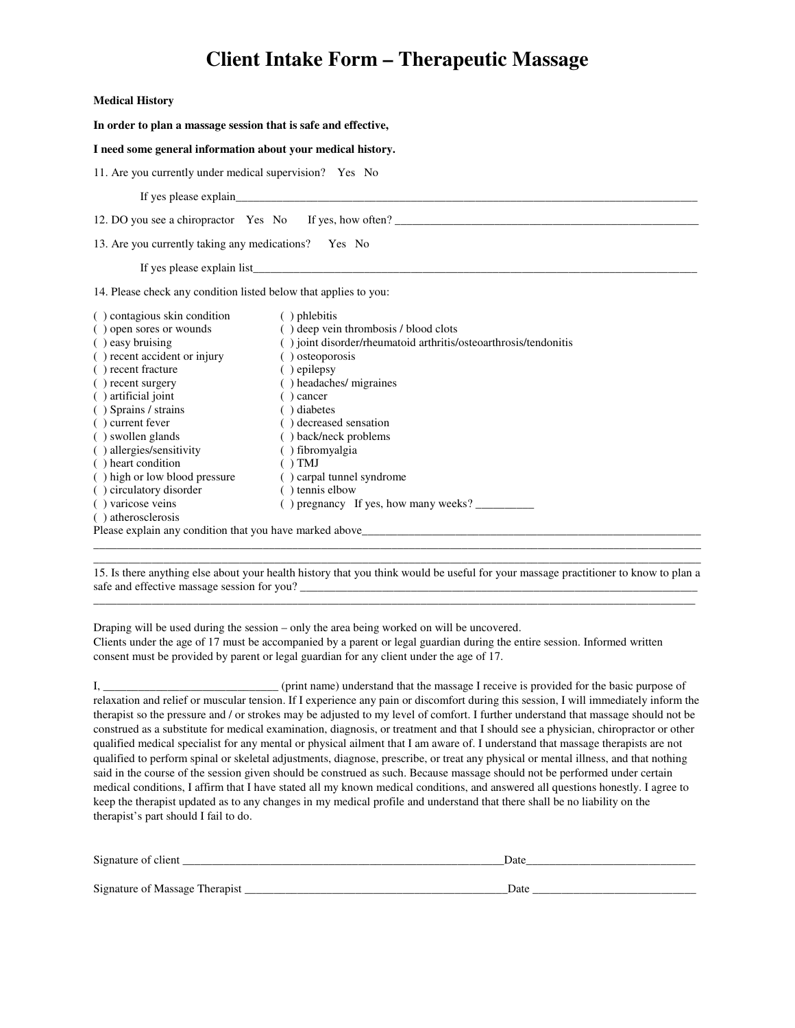# Client Intake Form – Therapeutic Massage

**Medical History**

**In order to plan a massage session that is safe and effective,**

**I need some general information about your medical history.**

11. Are you currently under medical supervision? Yes No

If yes please explain_______________________________________________________________________________

12. DO you see a chiropractor Yes No If yes, how often? _____________________________________________________

13. Are you currently taking any medications? Yes No

If yes please explain list____________________________________________________________________________

14. Please check any condition listed below that applies to you:

( ) contagious skin condition
( ) open sores or wounds
( ) easy bruising
( ) recent accident or injury
( ) recent fracture
( ) recent surgery
( ) artificial joint
( ) Sprains / strains
( ) current fever
( ) swollen glands
( ) allergies/sensitivity
( ) heart condition
( ) high or low blood pressure
( ) circulatory disorder
( ) varicose veins
( ) atherosclerosis
( ) phlebitis
( ) deep vein thrombosis / blood clots
( ) joint disorder/rheumatoid arthritis/osteoarthrosis/tendonitis
( ) osteoporosis
( ) epilepsy
( ) headaches/ migraines
( ) cancer
( ) diabetes
( ) decreased sensation
( ) back/neck problems
( ) fibromyalgia
( ) TMJ
( ) carpal tunnel syndrome
( ) tennis elbow
( ) pregnancy If yes, how many weeks? __________

Please explain any condition that you have marked above_____________________________________________________________
_____________________________________________________________________________________________________________
_____________________________________________________________________________________________________________

15. Is there anything else about your health history that you think would be useful for your massage practitioner to know to plan a safe and effective massage session for you? _____________________________________________________________________
_____________________________________________________________________________________________________________

Draping will be used during the session – only the area being worked on will be uncovered.
Clients under the age of 17 must be accompanied by a parent or legal guardian during the entire session. Informed written consent must be provided by parent or legal guardian for any client under the age of 17.

I, ______________________________ (print name) understand that the massage I receive is provided for the basic purpose of relaxation and relief or muscular tension. If I experience any pain or discomfort during this session, I will immediately inform the therapist so the pressure and / or strokes may be adjusted to my level of comfort. I further understand that massage should not be construed as a substitute for medical examination, diagnosis, or treatment and that I should see a physician, chiropractor or other qualified medical specialist for any mental or physical ailment that I am aware of. I understand that massage therapists are not qualified to perform spinal or skeletal adjustments, diagnose, prescribe, or treat any physical or mental illness, and that nothing said in the course of the session given should be construed as such. Because massage should not be performed under certain medical conditions, I affirm that I have stated all my known medical conditions, and answered all questions honestly. I agree to keep the therapist updated as to any changes in my medical profile and understand that there shall be no liability on the therapist's part should I fail to do.

Signature of client ___________________________________________________________Date_____________________________

Signature of Massage Therapist _______________________________________________Date _____________________________